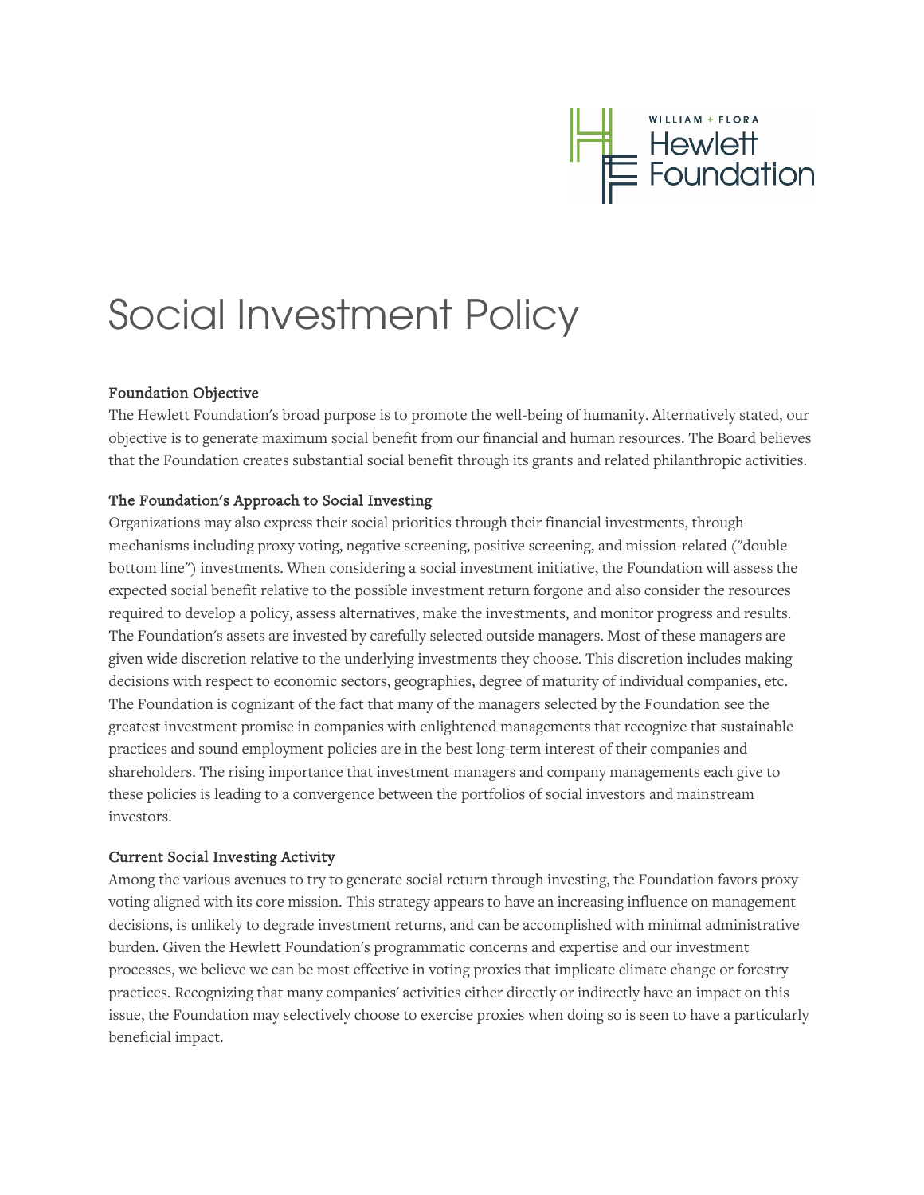# Social Investment Policy

## Foundation Objective

The Hewlett Foundation's broad purpose is to promote the well-being of humanity. Alternatively stated, our objective is to generate maximum social benefit from our financial and human resources. The Board believes that the Foundation creates substantial social benefit through its grants and related philanthropic activities.

## The Foundation's Approach to Social Investing

Organizations may also express their social priorities through their financial investments, through mechanisms including proxy voting, negative screening, positive screening, and mission-related ("double bottom line") investments. When considering a social investment initiative, the Foundation will assess the expected social benefit relative to the possible investment return forgone and also consider the resources required to develop a policy, assess alternatives, make the investments, and monitor progress and results. The Foundation's assets are invested by carefully selected outside managers. Most of these managers are given wide discretion relative to the underlying investments they choose. This discretion includes making decisions with respect to economic sectors, geographies, degree of maturity of individual companies, etc. The Foundation is cognizant of the fact that many of the managers selected by the Foundation see the greatest investment promise in companies with enlightened managements that recognize that sustainable practices and sound employment policies are in the best long-term interest of their companies and shareholders. The rising importance that investment managers and company managements each give to these policies is leading to a convergence between the portfolios of social investors and mainstream investors.

## Current Social Investing Activity

Among the various avenues to try to generate social return through investing, the Foundation favors proxy voting aligned with its core mission. This strategy appears to have an increasing influence on management decisions, is unlikely to degrade investment returns, and can be accomplished with minimal administrative burden. Given the Hewlett Foundation's programmatic concerns and expertise and our investment processes, we believe we can be most effective in voting proxies that implicate climate change or forestry practices. Recognizing that many companies' activities either directly or indirectly have an impact on this issue, the Foundation may selectively choose to exercise proxies when doing so is seen to have a particularly beneficial impact.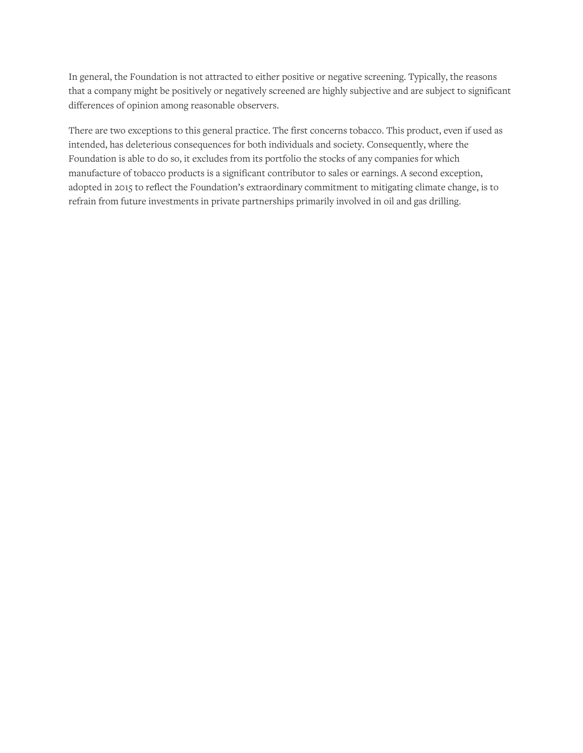In general, the Foundation is not attracted to either positive or negative screening. Typically, the reasons that a company might be positively or negatively screened are highly subjective and are subject to significant differences of opinion among reasonable observers.

There are two exceptions to this general practice. The first concerns tobacco. This product, even if used as intended, has deleterious consequences for both individuals and society. Consequently, where the Foundation is able to do so, it excludes from its portfolio the stocks of any companies for which manufacture of tobacco products is a significant contributor to sales or earnings. A second exception, adopted in 2015 to reflect the Foundation's extraordinary commitment to mitigating climate change, is to refrain from future investments in private partnerships primarily involved in oil and gas drilling.